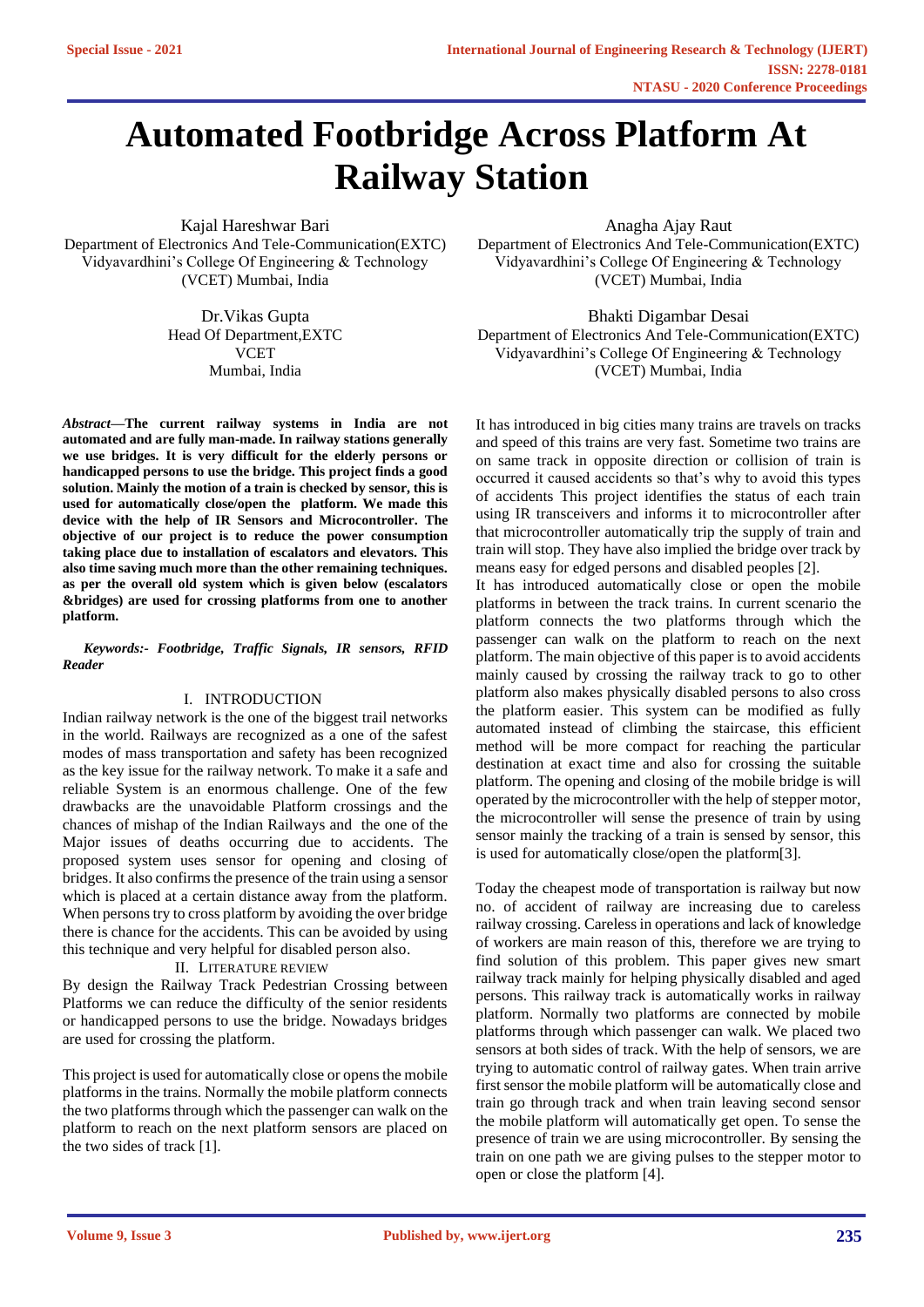# Automated Footbridge Across Platform At Railway Station

Kajal Hareshwar Bari
Department of Electronics And Tele-Communication(EXTC)
Vidyavardhini's College Of Engineering & Technology
(VCET) Mumbai, India

Anagha Ajay Raut
Department of Electronics And Tele-Communication(EXTC)
Vidyavardhini's College Of Engineering & Technology
(VCET) Mumbai, India

Dr.Vikas Gupta
Head Of Department,EXTC
VCET
Mumbai, India

Bhakti Digambar Desai
Department of Electronics And Tele-Communication(EXTC)
Vidyavardhini's College Of Engineering & Technology
(VCET) Mumbai, India

***Abstract*—The current railway systems in India are not automated and are fully man-made. In railway stations generally we use bridges. It is very difficult for the elderly persons or handicapped persons to use the bridge. This project finds a good solution. Mainly the motion of a train is checked by sensor, this is used for automatically close/open the platform. We made this device with the help of IR Sensors and Microcontroller. The objective of our project is to reduce the power consumption taking place due to installation of escalators and elevators. This also time saving much more than the other remaining techniques. as per the overall old system which is given below (escalators &bridges) are used for crossing platforms from one to another platform.**

***Keywords:- Footbridge, Traffic Signals, IR sensors, RFID Reader***

## I. INTRODUCTION

Indian railway network is the one of the biggest trail networks in the world. Railways are recognized as a one of the safest modes of mass transportation and safety has been recognized as the key issue for the railway network. To make it a safe and reliable System is an enormous challenge. One of the few drawbacks are the unavoidable Platform crossings and the chances of mishap of the Indian Railways and the one of the Major issues of deaths occurring due to accidents. The proposed system uses sensor for opening and closing of bridges. It also confirms the presence of the train using a sensor which is placed at a certain distance away from the platform. When persons try to cross platform by avoiding the over bridge there is chance for the accidents. This can be avoided by using this technique and very helpful for disabled person also.

## II. LITERATURE REVIEW

By design the Railway Track Pedestrian Crossing between Platforms we can reduce the difficulty of the senior residents or handicapped persons to use the bridge. Nowadays bridges are used for crossing the platform.

This project is used for automatically close or opens the mobile platforms in the trains. Normally the mobile platform connects the two platforms through which the passenger can walk on the platform to reach on the next platform sensors are placed on the two sides of track [1].

It has introduced in big cities many trains are travels on tracks and speed of this trains are very fast. Sometime two trains are on same track in opposite direction or collision of train is occurred it caused accidents so that's why to avoid this types of accidents This project identifies the status of each train using IR transceivers and informs it to microcontroller after that microcontroller automatically trip the supply of train and train will stop. They have also implied the bridge over track by means easy for edged persons and disabled peoples [2].

It has introduced automatically close or open the mobile platforms in between the track trains. In current scenario the platform connects the two platforms through which the passenger can walk on the platform to reach on the next platform. The main objective of this paper is to avoid accidents mainly caused by crossing the railway track to go to other platform also makes physically disabled persons to also cross the platform easier. This system can be modified as fully automated instead of climbing the staircase, this efficient method will be more compact for reaching the particular destination at exact time and also for crossing the suitable platform. The opening and closing of the mobile bridge is will operated by the microcontroller with the help of stepper motor, the microcontroller will sense the presence of train by using sensor mainly the tracking of a train is sensed by sensor, this is used for automatically close/open the platform[3].

Today the cheapest mode of transportation is railway but now no. of accident of railway are increasing due to careless railway crossing. Careless in operations and lack of knowledge of workers are main reason of this, therefore we are trying to find solution of this problem. This paper gives new smart railway track mainly for helping physically disabled and aged persons. This railway track is automatically works in railway platform. Normally two platforms are connected by mobile platforms through which passenger can walk. We placed two sensors at both sides of track. With the help of sensors, we are trying to automatic control of railway gates. When train arrive first sensor the mobile platform will be automatically close and train go through track and when train leaving second sensor the mobile platform will automatically get open. To sense the presence of train we are using microcontroller. By sensing the train on one path we are giving pulses to the stepper motor to open or close the platform [4].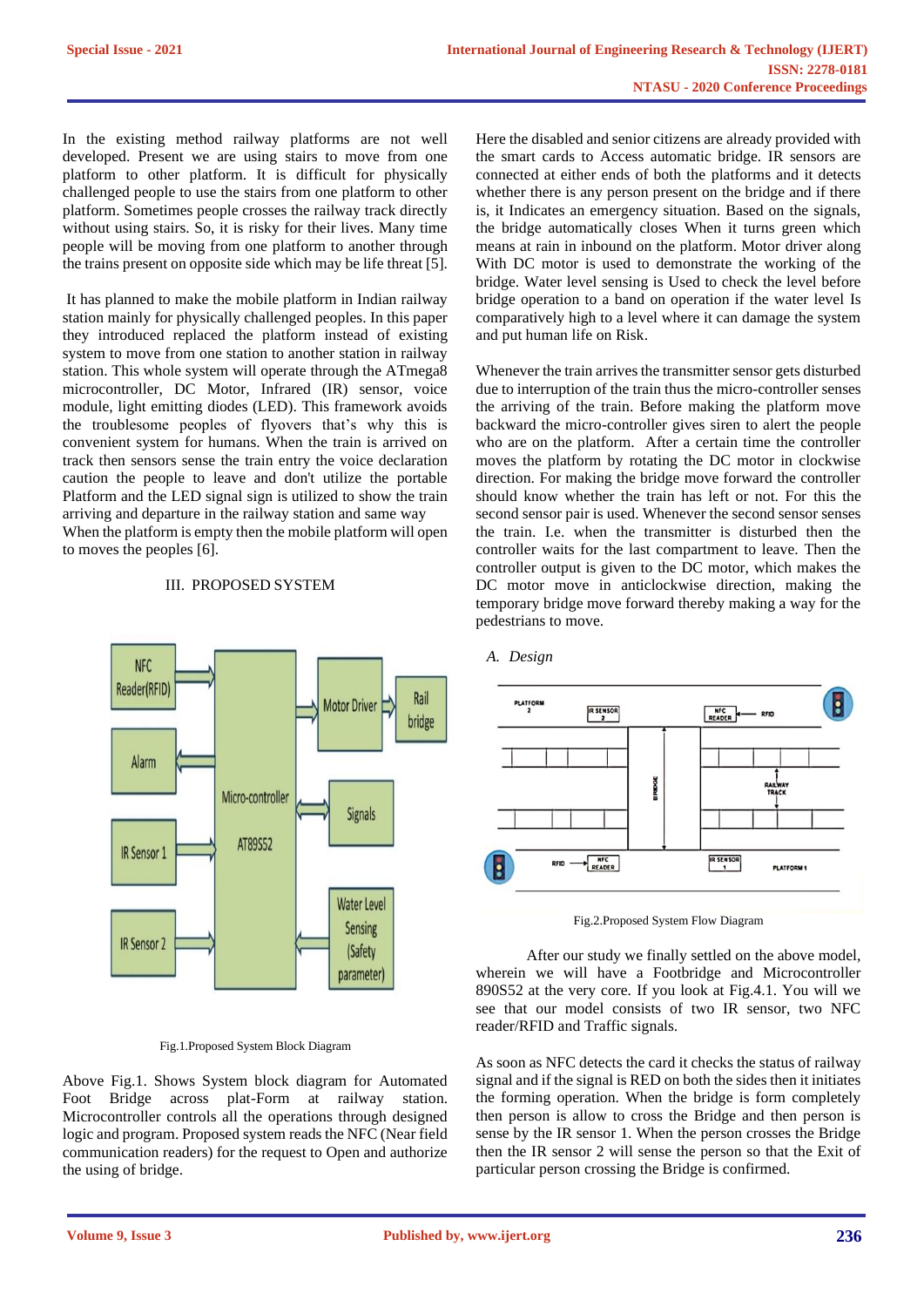In the existing method railway platforms are not well developed. Present we are using stairs to move from one platform to other platform. It is difficult for physically challenged people to use the stairs from one platform to other platform. Sometimes people crosses the railway track directly without using stairs. So, it is risky for their lives. Many time people will be moving from one platform to another through the trains present on opposite side which may be life threat [5].

It has planned to make the mobile platform in Indian railway station mainly for physically challenged peoples. In this paper they introduced replaced the platform instead of existing system to move from one station to another station in railway station. This whole system will operate through the ATmega8 microcontroller, DC Motor, Infrared (IR) sensor, voice module, light emitting diodes (LED). This framework avoids the troublesome peoples of flyovers that's why this is convenient system for humans. When the train is arrived on track then sensors sense the train entry the voice declaration caution the people to leave and don't utilize the portable Platform and the LED signal sign is utilized to show the train arriving and departure in the railway station and same way When the platform is empty then the mobile platform will open to moves the peoples [6].

## III. PROPOSED SYSTEM

Fig.1.Proposed System Block Diagram

Above Fig.1. Shows System block diagram for Automated Foot Bridge across plat-Form at railway station. Microcontroller controls all the operations through designed logic and program. Proposed system reads the NFC (Near field communication readers) for the request to Open and authorize the using of bridge.

Here the disabled and senior citizens are already provided with the smart cards to Access automatic bridge. IR sensors are connected at either ends of both the platforms and it detects whether there is any person present on the bridge and if there is, it Indicates an emergency situation. Based on the signals, the bridge automatically closes When it turns green which means at rain in inbound on the platform. Motor driver along With DC motor is used to demonstrate the working of the bridge. Water level sensing is Used to check the level before bridge operation to a band on operation if the water level Is comparatively high to a level where it can damage the system and put human life on Risk.

Whenever the train arrives the transmitter sensor gets disturbed due to interruption of the train thus the micro-controller senses the arriving of the train. Before making the platform move backward the micro-controller gives siren to alert the people who are on the platform. After a certain time the controller moves the platform by rotating the DC motor in clockwise direction. For making the bridge move forward the controller should know whether the train has left or not. For this the second sensor pair is used. Whenever the second sensor senses the train. I.e. when the transmitter is disturbed then the controller waits for the last compartment to leave. Then the controller output is given to the DC motor, which makes the DC motor move in anticlockwise direction, making the temporary bridge move forward thereby making a way for the pedestrians to move.

### *A. Design*

Fig.2.Proposed System Flow Diagram

After our study we finally settled on the above model, wherein we will have a Footbridge and Microcontroller 890S52 at the very core. If you look at Fig.4.1. You will we see that our model consists of two IR sensor, two NFC reader/RFID and Traffic signals.

As soon as NFC detects the card it checks the status of railway signal and if the signal is RED on both the sides then it initiates the forming operation. When the bridge is form completely then person is allow to cross the Bridge and then person is sense by the IR sensor 1. When the person crosses the Bridge then the IR sensor 2 will sense the person so that the Exit of particular person crossing the Bridge is confirmed.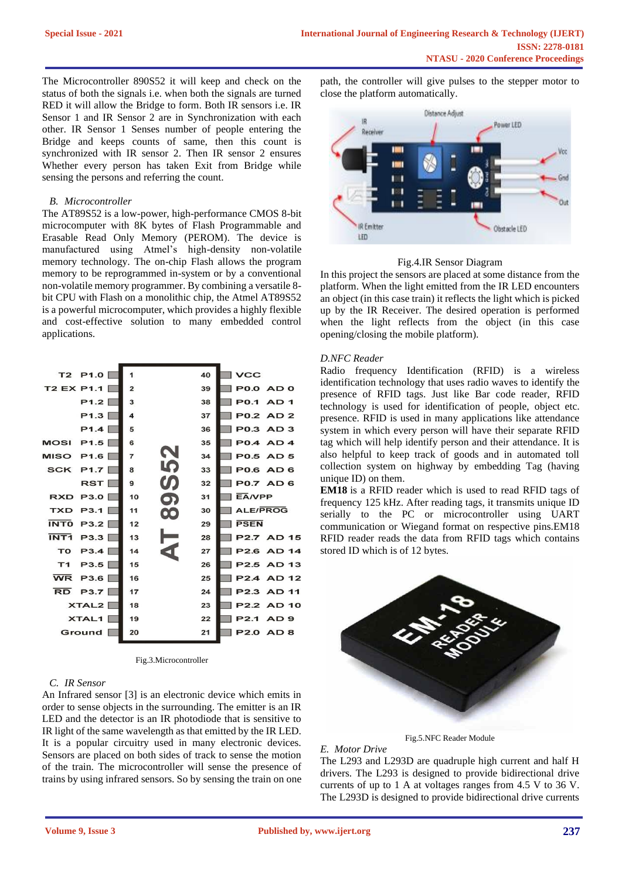The Microcontroller 890S52 it will keep and check on the status of both the signals i.e. when both the signals are turned RED it will allow the Bridge to form. Both IR sensors i.e. IR Sensor 1 and IR Sensor 2 are in Synchronization with each other. IR Sensor 1 Senses number of people entering the Bridge and keeps counts of same, then this count is synchronized with IR sensor 2. Then IR sensor 2 ensures Whether every person has taken Exit from Bridge while sensing the persons and referring the count.

### *B. Microcontroller*

The AT89S52 is a low-power, high-performance CMOS 8-bit microcomputer with 8K bytes of Flash Programmable and Erasable Read Only Memory (PEROM). The device is manufactured using Atmel's high-density non-volatile memory technology. The on-chip Flash allows the program memory to be reprogrammed in-system or by a conventional non-volatile memory programmer. By combining a versatile 8-bit CPU with Flash on a monolithic chip, the Atmel AT89S52 is a powerful microcomputer, which provides a highly flexible and cost-effective solution to many embedded control applications.

Fig.3.Microcontroller

### *C. IR Sensor*

An Infrared sensor [3] is an electronic device which emits in order to sense objects in the surrounding. The emitter is an IR LED and the detector is an IR photodiode that is sensitive to IR light of the same wavelength as that emitted by the IR LED. It is a popular circuitry used in many electronic devices. Sensors are placed on both sides of track to sense the motion of the train. The microcontroller will sense the presence of trains by using infrared sensors. So by sensing the train on one path, the controller will give pulses to the stepper motor to close the platform automatically.

Fig.4.IR Sensor Diagram

In this project the sensors are placed at some distance from the platform. When the light emitted from the IR LED encounters an object (in this case train) it reflects the light which is picked up by the IR Receiver. The desired operation is performed when the light reflects from the object (in this case opening/closing the mobile platform).

### *D.NFC Reader*

Radio frequency Identification (RFID) is a wireless identification technology that uses radio waves to identify the presence of RFID tags. Just like Bar code reader, RFID technology is used for identification of people, object etc. presence. RFID is used in many applications like attendance system in which every person will have their separate RFID tag which will help identify person and their attendance. It is also helpful to keep track of goods and in automated toll collection system on highway by embedding Tag (having unique ID) on them.

**EM18** is a RFID reader which is used to read RFID tags of frequency 125 kHz. After reading tags, it transmits unique ID serially to the PC or microcontroller using UART communication or Wiegand format on respective pins.EM18 RFID reader reads the data from RFID tags which contains stored ID which is of 12 bytes.

Fig.5.NFC Reader Module

### *E. Motor Drive*

The L293 and L293D are quadruple high current and half H drivers. The L293 is designed to provide bidirectional drive currents of up to 1 A at voltages ranges from 4.5 V to 36 V. The L293D is designed to provide bidirectional drive currents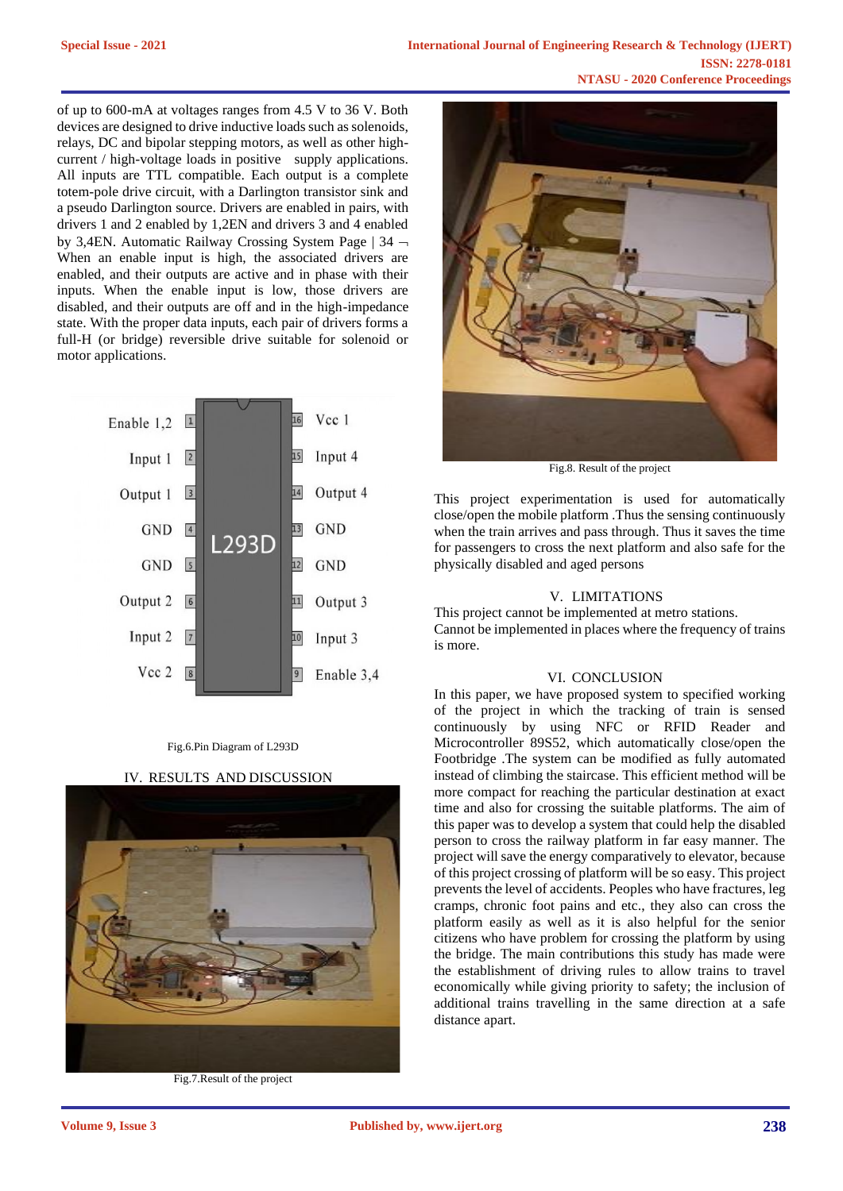of up to 600-mA at voltages ranges from 4.5 V to 36 V. Both devices are designed to drive inductive loads such as solenoids, relays, DC and bipolar stepping motors, as well as other high-current / high-voltage loads in positive supply applications. All inputs are TTL compatible. Each output is a complete totem-pole drive circuit, with a Darlington transistor sink and a pseudo Darlington source. Drivers are enabled in pairs, with drivers 1 and 2 enabled by 1,2EN and drivers 3 and 4 enabled by 3,4EN. Automatic Railway Crossing System Page | 34 ¬ When an enable input is high, the associated drivers are enabled, and their outputs are active and in phase with their inputs. When the enable input is low, those drivers are disabled, and their outputs are off and in the high-impedance state. With the proper data inputs, each pair of drivers forms a full-H (or bridge) reversible drive suitable for solenoid or motor applications.

| Pin name | Pin | L293D | Pin | Pin name |
|---|---|---|---|---|
| Enable 1,2 | 1 | | 16 | Vcc 1 |
| Input 1 | 2 | | 15 | Input 4 |
| Output 1 | 3 | | 14 | Output 4 |
| GND | 4 | | 13 | GND |
| GND | 5 | | 12 | GND |
| Output 2 | 6 | | 11 | Output 3 |
| Input 2 | 7 | | 10 | Input 3 |
| Vcc 2 | 8 | | 9 | Enable 3,4 |

Fig.6.Pin Diagram of L293D

## IV. RESULTS AND DISCUSSION

Fig.7.Result of the project

Fig.8. Result of the project

This project experimentation is used for automatically close/open the mobile platform .Thus the sensing continuously when the train arrives and pass through. Thus it saves the time for passengers to cross the next platform and also safe for the physically disabled and aged persons

## V. LIMITATIONS

This project cannot be implemented at metro stations.
Cannot be implemented in places where the frequency of trains is more.

## VI. CONCLUSION

In this paper, we have proposed system to specified working of the project in which the tracking of train is sensed continuously by using NFC or RFID Reader and Microcontroller 89S52, which automatically close/open the Footbridge .The system can be modified as fully automated instead of climbing the staircase. This efficient method will be more compact for reaching the particular destination at exact time and also for crossing the suitable platforms. The aim of this paper was to develop a system that could help the disabled person to cross the railway platform in far easy manner. The project will save the energy comparatively to elevator, because of this project crossing of platform will be so easy. This project prevents the level of accidents. Peoples who have fractures, leg cramps, chronic foot pains and etc., they also can cross the platform easily as well as it is also helpful for the senior citizens who have problem for crossing the platform by using the bridge. The main contributions this study has made were the establishment of driving rules to allow trains to travel economically while giving priority to safety; the inclusion of additional trains travelling in the same direction at a safe distance apart.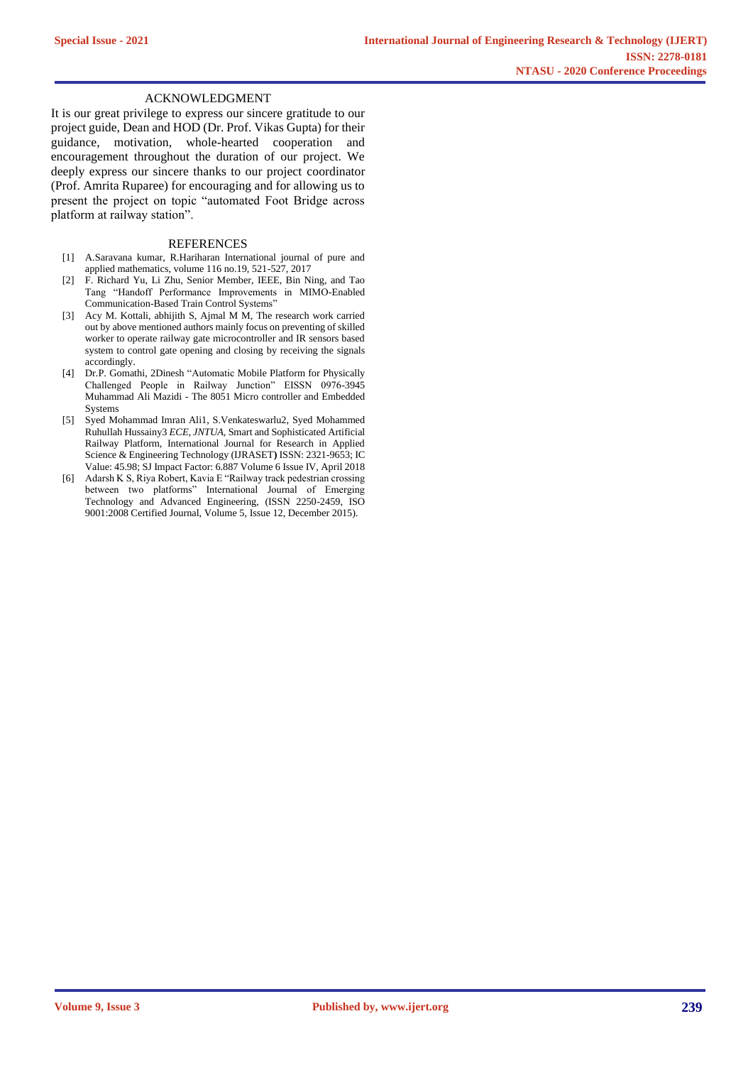## ACKNOWLEDGMENT

It is our great privilege to express our sincere gratitude to our project guide, Dean and HOD (Dr. Prof. Vikas Gupta) for their guidance, motivation, whole-hearted cooperation and encouragement throughout the duration of our project. We deeply express our sincere thanks to our project coordinator (Prof. Amrita Ruparee) for encouraging and for allowing us to present the project on topic "automated Foot Bridge across platform at railway station".

## REFERENCES

[1] A.Saravana kumar, R.Hariharan International journal of pure and applied mathematics, volume 116 no.19, 521-527, 2017

[2] F. Richard Yu, Li Zhu, Senior Member, IEEE, Bin Ning, and Tao Tang "Handoff Performance Improvements in MIMO-Enabled Communication-Based Train Control Systems"

[3] Acy M. Kottali, abhijith S, Ajmal M M, The research work carried out by above mentioned authors mainly focus on preventing of skilled worker to operate railway gate microcontroller and IR sensors based system to control gate opening and closing by receiving the signals accordingly.

[4] Dr.P. Gomathi, 2Dinesh "Automatic Mobile Platform for Physically Challenged People in Railway Junction" EISSN 0976-3945 Muhammad Ali Mazidi - The 8051 Micro controller and Embedded Systems

[5] Syed Mohammad Imran Ali1, S.Venkateswarlu2, Syed Mohammed Ruhullah Hussainy3 *ECE, JNTUA,* Smart and Sophisticated Artificial Railway Platform, International Journal for Research in Applied Science & Engineering Technology (IJRASET**)** ISSN: 2321-9653; IC Value: 45.98; SJ Impact Factor: 6.887 Volume 6 Issue IV, April 2018

[6] Adarsh K S, Riya Robert, Kavia E "Railway track pedestrian crossing between two platforms" International Journal of Emerging Technology and Advanced Engineering, (ISSN 2250-2459, ISO 9001:2008 Certified Journal, Volume 5, Issue 12, December 2015).